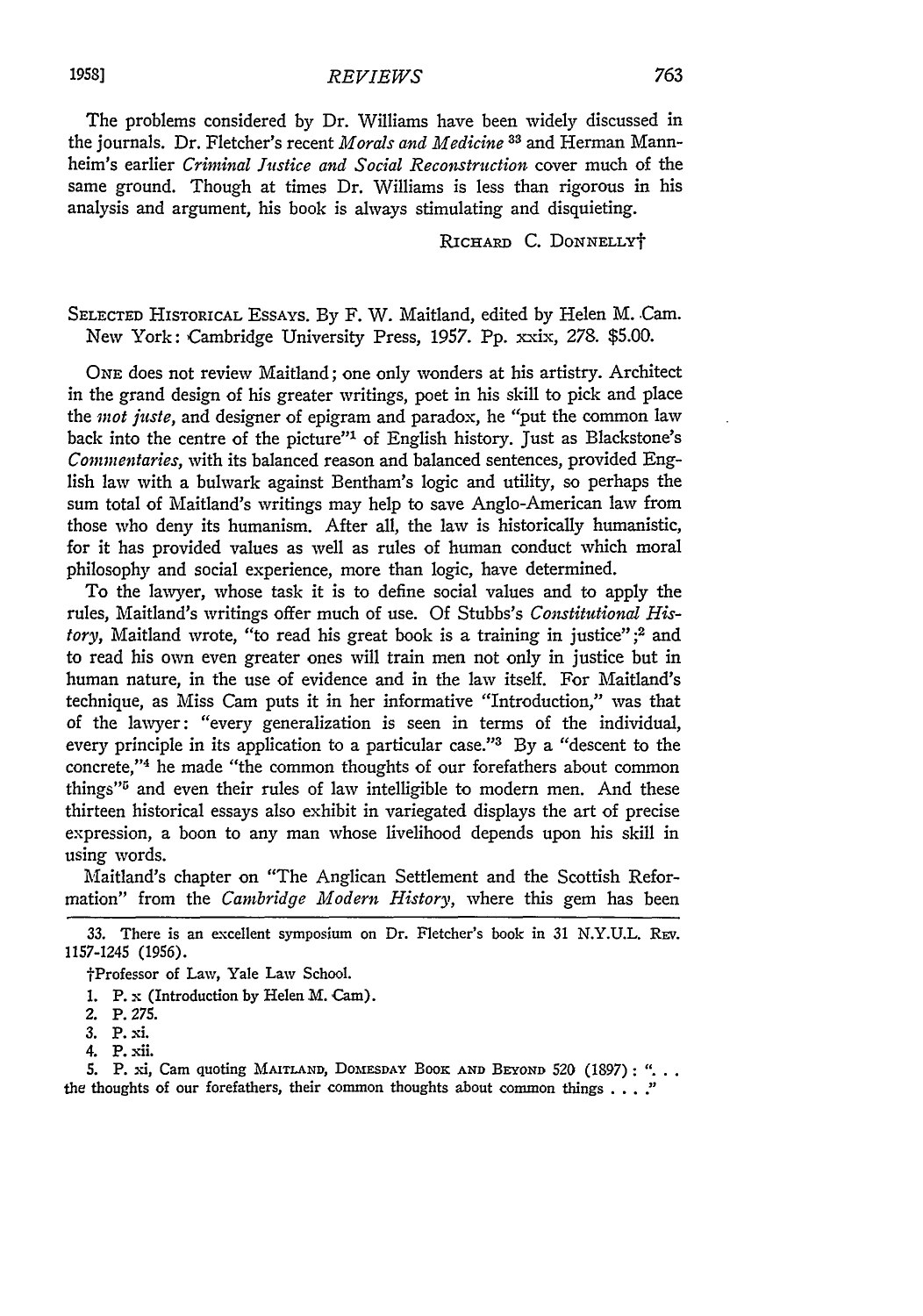The problems considered by Dr. Williams have been widely discussed in the journals. Dr. Fletcher's recent *Morals and Medicine* [33] and Herman Mannheim's earlier *Criminal Justice and Social Reconstruction* cover much of the same ground. Though at times Dr. Williams is less than rigorous in his analysis and argument, his book is always stimulating and disquieting.

RICHARD C. DONNELLY†

SELECTED HISTORICAL ESSAYS. By F. W. Maitland, edited by Helen M. Cam. New York: Cambridge University Press, 1957. Pp. xxix, 278. $5.00.

ONE does not review Maitland; one only wonders at his artistry. Architect in the grand design of his greater writings, poet in his skill to pick and place the *mot juste*, and designer of epigram and paradox, he "put the common law back into the centre of the picture"[1] of English history. Just as Blackstone's *Commentaries*, with its balanced reason and balanced sentences, provided English law with a bulwark against Bentham's logic and utility, so perhaps the sum total of Maitland's writings may help to save Anglo-American law from those who deny its humanism. After all, the law is historically humanistic, for it has provided values as well as rules of human conduct which moral philosophy and social experience, more than logic, have determined.

To the lawyer, whose task it is to define social values and to apply the rules, Maitland's writings offer much of use. Of Stubbs's *Constitutional History*, Maitland wrote, "to read his great book is a training in justice";[2] and to read his own even greater ones will train men not only in justice but in human nature, in the use of evidence and in the law itself. For Maitland's technique, as Miss Cam puts it in her informative "Introduction," was that of the lawyer: "every generalization is seen in terms of the individual, every principle in its application to a particular case."[3] By a "descent to the concrete,"[4] he made "the common thoughts of our forefathers about common things"[5] and even their rules of law intelligible to modern men. And these thirteen historical essays also exhibit in variegated displays the art of precise expression, a boon to any man whose livelihood depends upon his skill in using words.

Maitland's chapter on "The Anglican Settlement and the Scottish Reformation" from the *Cambridge Modern History*, where this gem has been

---

33. There is an excellent symposium on Dr. Fletcher's book in 31 N.Y.U.L. REV. 1157-1245 (1956).

†Professor of Law, Yale Law School.

1. P. x (Introduction by Helen M. Cam).
2. P. 275.
3. P. xi.
4. P. xii.
5. P. xi, Cam quoting MAITLAND, DOMESDAY BOOK AND BEYOND 520 (1897): ". . . the thoughts of our forefathers, their common thoughts about common things . . . ."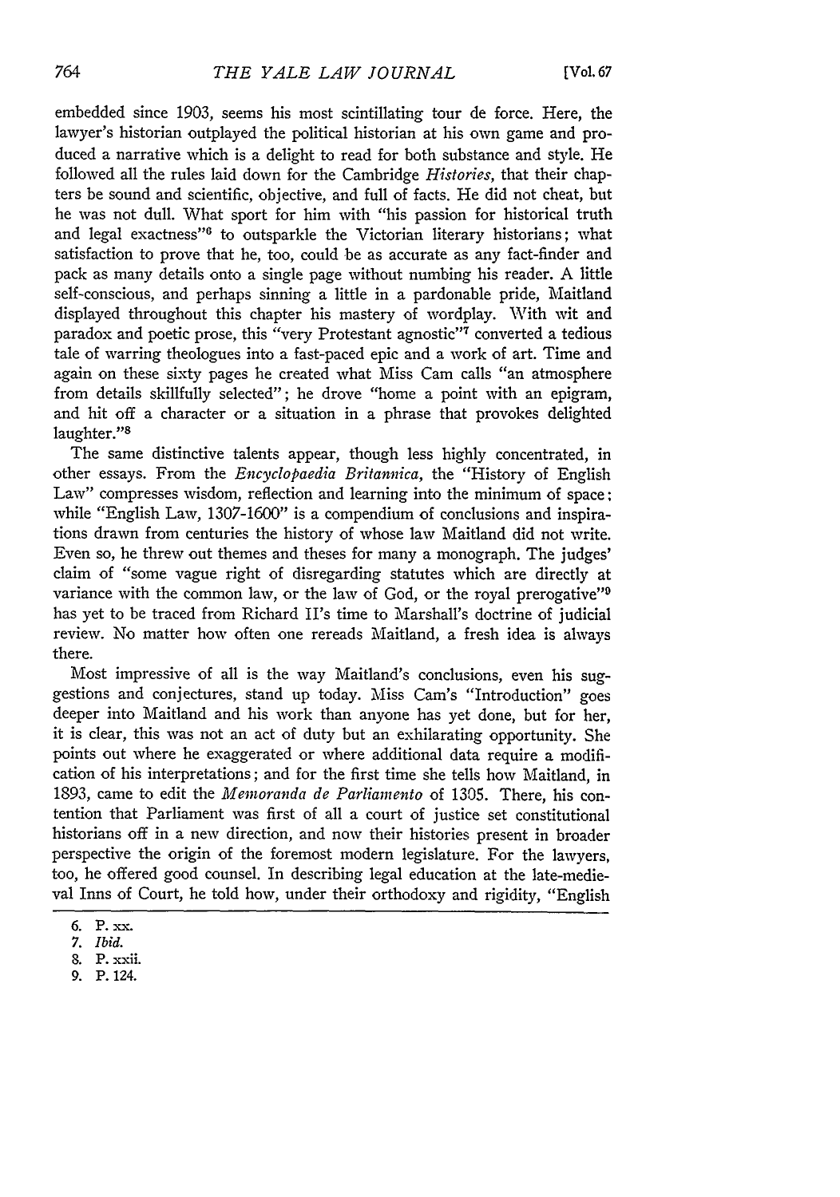embedded since 1903, seems his most scintillating tour de force. Here, the lawyer's historian outplayed the political historian at his own game and produced a narrative which is a delight to read for both substance and style. He followed all the rules laid down for the Cambridge *Histories*, that their chapters be sound and scientific, objective, and full of facts. He did not cheat, but he was not dull. What sport for him with "his passion for historical truth and legal exactness"[6] to outsparkle the Victorian literary historians; what satisfaction to prove that he, too, could be as accurate as any fact-finder and pack as many details onto a single page without numbing his reader. A little self-conscious, and perhaps sinning a little in a pardonable pride, Maitland displayed throughout this chapter his mastery of wordplay. With wit and paradox and poetic prose, this "very Protestant agnostic"[7] converted a tedious tale of warring theologues into a fast-paced epic and a work of art. Time and again on these sixty pages he created what Miss Cam calls "an atmosphere from details skillfully selected"; he drove "home a point with an epigram, and hit off a character or a situation in a phrase that provokes delighted laughter."[8]

The same distinctive talents appear, though less highly concentrated, in other essays. From the *Encyclopaedia Britannica*, the "History of English Law" compresses wisdom, reflection and learning into the minimum of space; while "English Law, 1307-1600" is a compendium of conclusions and inspirations drawn from centuries the history of whose law Maitland did not write. Even so, he threw out themes and theses for many a monograph. The judges' claim of "some vague right of disregarding statutes which are directly at variance with the common law, or the law of God, or the royal prerogative"[9] has yet to be traced from Richard II's time to Marshall's doctrine of judicial review. No matter how often one rereads Maitland, a fresh idea is always there.

Most impressive of all is the way Maitland's conclusions, even his suggestions and conjectures, stand up today. Miss Cam's "Introduction" goes deeper into Maitland and his work than anyone has yet done, but for her, it is clear, this was not an act of duty but an exhilarating opportunity. She points out where he exaggerated or where additional data require a modification of his interpretations; and for the first time she tells how Maitland, in 1893, came to edit the *Memoranda de Parliamento* of 1305. There, his contention that Parliament was first of all a court of justice set constitutional historians off in a new direction, and now their histories present in broader perspective the origin of the foremost modern legislature. For the lawyers, too, he offered good counsel. In describing legal education at the late-medieval Inns of Court, he told how, under their orthodoxy and rigidity, "English

6. P. xx.
7. *Ibid.*
8. P. xxii.
9. P. 124.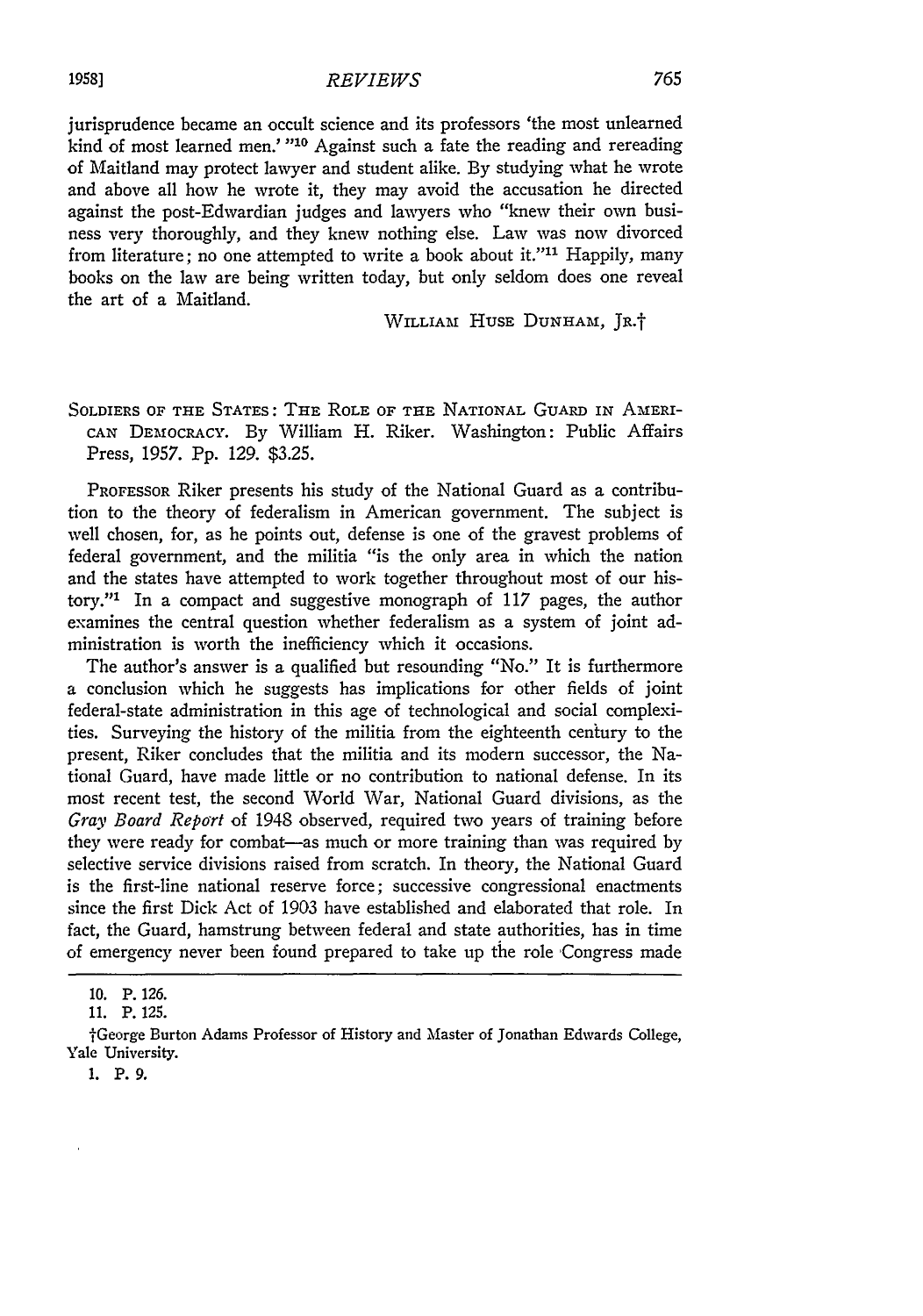jurisprudence became an occult science and its professors 'the most unlearned kind of most learned men.' "[10] Against such a fate the reading and rereading of Maitland may protect lawyer and student alike. By studying what he wrote and above all how he wrote it, they may avoid the accusation he directed against the post-Edwardian judges and lawyers who "knew their own business very thoroughly, and they knew nothing else. Law was now divorced from literature; no one attempted to write a book about it."[11] Happily, many books on the law are being written today, but only seldom does one reveal the art of a Maitland.

WILLIAM HUSE DUNHAM, JR.†

SOLDIERS OF THE STATES: THE ROLE OF THE NATIONAL GUARD IN AMERICAN DEMOCRACY. By William H. Riker. Washington: Public Affairs Press, 1957. Pp. 129. $3.25.

PROFESSOR Riker presents his study of the National Guard as a contribution to the theory of federalism in American government. The subject is well chosen, for, as he points out, defense is one of the gravest problems of federal government, and the militia "is the only area in which the nation and the states have attempted to work together throughout most of our history."[1] In a compact and suggestive monograph of 117 pages, the author examines the central question whether federalism as a system of joint administration is worth the inefficiency which it occasions.

The author's answer is a qualified but resounding "No." It is furthermore a conclusion which he suggests has implications for other fields of joint federal-state administration in this age of technological and social complexities. Surveying the history of the militia from the eighteenth century to the present, Riker concludes that the militia and its modern successor, the National Guard, have made little or no contribution to national defense. In its most recent test, the second World War, National Guard divisions, as the *Gray Board Report* of 1948 observed, required two years of training before they were ready for combat—as much or more training than was required by selective service divisions raised from scratch. In theory, the National Guard is the first-line national reserve force; successive congressional enactments since the first Dick Act of 1903 have established and elaborated that role. In fact, the Guard, hamstrung between federal and state authorities, has in time of emergency never been found prepared to take up the role Congress made

10. P. 126.

11. P. 125.

†George Burton Adams Professor of History and Master of Jonathan Edwards College, Yale University.

1. P. 9.